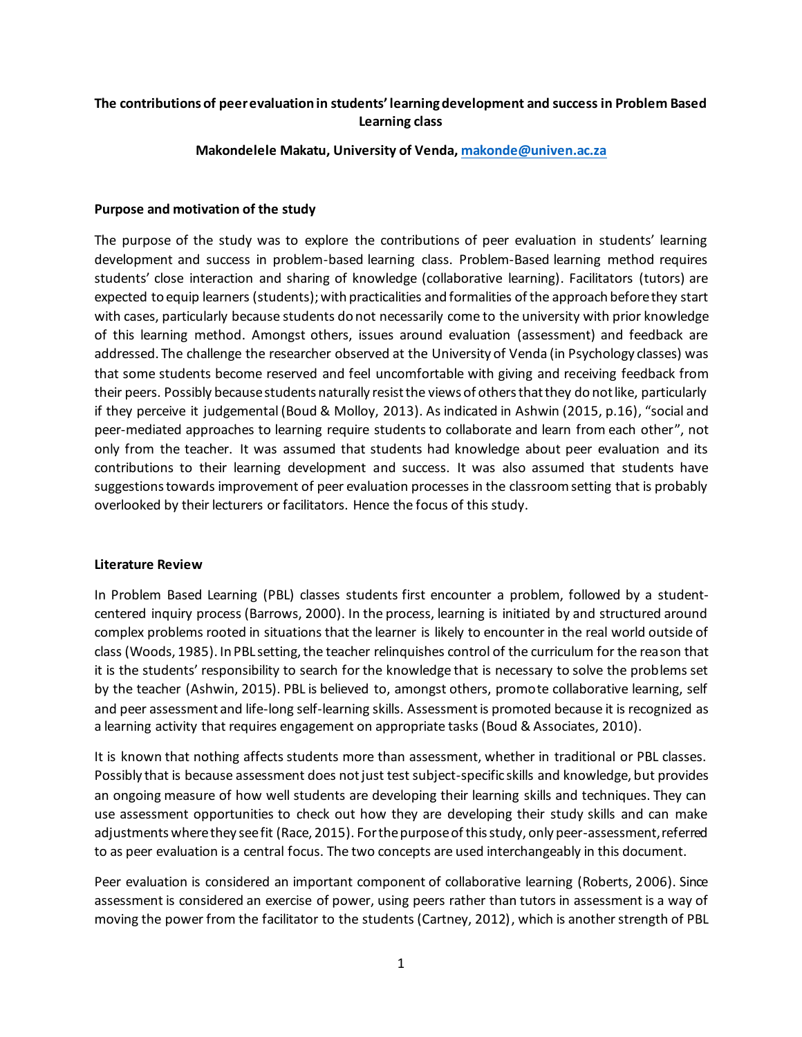# The contributions of peer evaluation in students' learning development and success in Problem Based Learning class

**Makondelele Makatu, University of Venda, makonde@univen.ac.za**

## Purpose and motivation of the study

The purpose of the study was to explore the contributions of peer evaluation in students' learning development and success in problem-based learning class. Problem-Based learning method requires students' close interaction and sharing of knowledge (collaborative learning). Facilitators (tutors) are expected to equip learners (students); with practicalities and formalities of the approach before they start with cases, particularly because students do not necessarily come to the university with prior knowledge of this learning method. Amongst others, issues around evaluation (assessment) and feedback are addressed. The challenge the researcher observed at the University of Venda (in Psychology classes) was that some students become reserved and feel uncomfortable with giving and receiving feedback from their peers. Possibly because students naturally resist the views of others that they do not like, particularly if they perceive it judgemental (Boud & Molloy, 2013). As indicated in Ashwin (2015, p.16), "social and peer-mediated approaches to learning require students to collaborate and learn from each other", not only from the teacher. It was assumed that students had knowledge about peer evaluation and its contributions to their learning development and success. It was also assumed that students have suggestions towards improvement of peer evaluation processes in the classroom setting that is probably overlooked by their lecturers or facilitators. Hence the focus of this study.

## Literature Review

In Problem Based Learning (PBL) classes students first encounter a problem, followed by a student-centered inquiry process (Barrows, 2000). In the process, learning is initiated by and structured around complex problems rooted in situations that the learner is likely to encounter in the real world outside of class (Woods, 1985). In PBL setting, the teacher relinquishes control of the curriculum for the reason that it is the students' responsibility to search for the knowledge that is necessary to solve the problems set by the teacher (Ashwin, 2015). PBL is believed to, amongst others, promote collaborative learning, self and peer assessment and life-long self-learning skills. Assessment is promoted because it is recognized as a learning activity that requires engagement on appropriate tasks (Boud & Associates, 2010).

It is known that nothing affects students more than assessment, whether in traditional or PBL classes. Possibly that is because assessment does not just test subject-specific skills and knowledge, but provides an ongoing measure of how well students are developing their learning skills and techniques. They can use assessment opportunities to check out how they are developing their study skills and can make adjustments where they see fit (Race, 2015). For the purpose of this study, only peer-assessment, referred to as peer evaluation is a central focus. The two concepts are used interchangeably in this document.

Peer evaluation is considered an important component of collaborative learning (Roberts, 2006). Since assessment is considered an exercise of power, using peers rather than tutors in assessment is a way of moving the power from the facilitator to the students (Cartney, 2012), which is another strength of PBL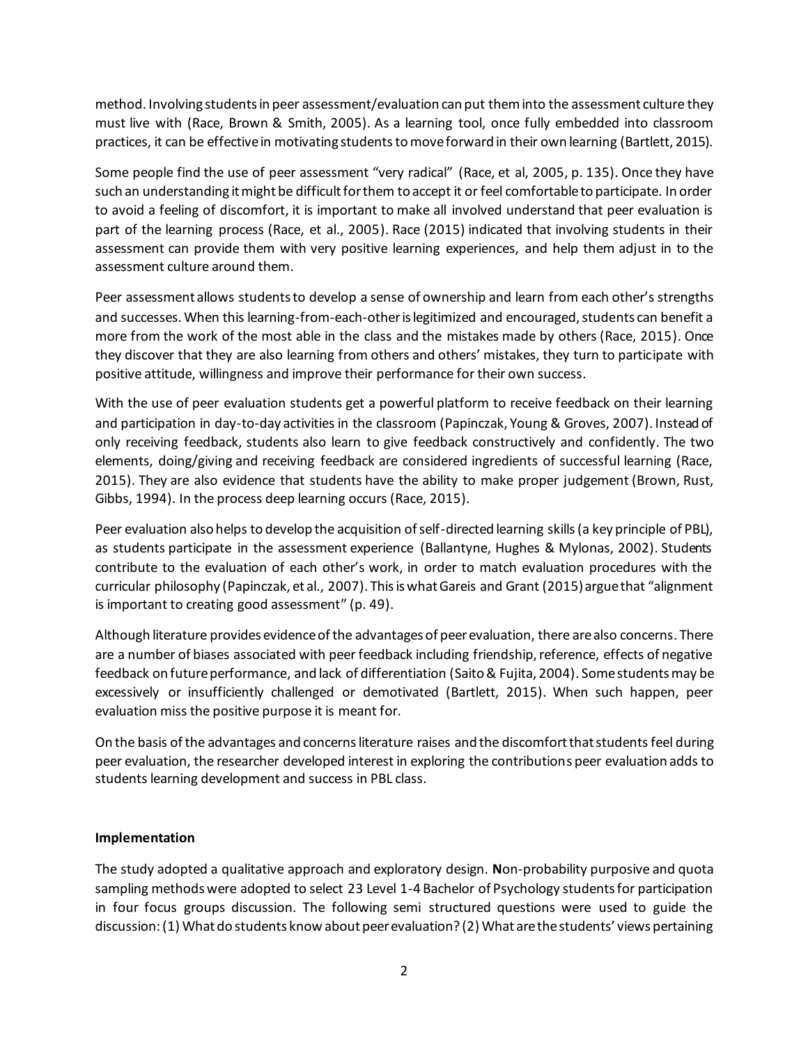method. Involving students in peer assessment/evaluation can put them into the assessment culture they must live with (Race, Brown & Smith, 2005). As a learning tool, once fully embedded into classroom practices, it can be effective in motivating students to move forward in their own learning (Bartlett, 2015).

Some people find the use of peer assessment "very radical" (Race, et al, 2005, p. 135). Once they have such an understanding it might be difficult for them to accept it or feel comfortable to participate. In order to avoid a feeling of discomfort, it is important to make all involved understand that peer evaluation is part of the learning process (Race, et al., 2005). Race (2015) indicated that involving students in their assessment can provide them with very positive learning experiences, and help them adjust in to the assessment culture around them.

Peer assessment allows students to develop a sense of ownership and learn from each other's strengths and successes. When this learning-from-each-other is legitimized and encouraged, students can benefit a more from the work of the most able in the class and the mistakes made by others (Race, 2015). Once they discover that they are also learning from others and others' mistakes, they turn to participate with positive attitude, willingness and improve their performance for their own success.

With the use of peer evaluation students get a powerful platform to receive feedback on their learning and participation in day-to-day activities in the classroom (Papinczak, Young & Groves, 2007). Instead of only receiving feedback, students also learn to give feedback constructively and confidently. The two elements, doing/giving and receiving feedback are considered ingredients of successful learning (Race, 2015). They are also evidence that students have the ability to make proper judgement (Brown, Rust, Gibbs, 1994). In the process deep learning occurs (Race, 2015).

Peer evaluation also helps to develop the acquisition of self-directed learning skills (a key principle of PBL), as students participate in the assessment experience (Ballantyne, Hughes & Mylonas, 2002). Students contribute to the evaluation of each other's work, in order to match evaluation procedures with the curricular philosophy (Papinczak, et al., 2007). This is what Gareis and Grant (2015) argue that "alignment is important to creating good assessment" (p. 49).

Although literature provides evidence of the advantages of peer evaluation, there are also concerns. There are a number of biases associated with peer feedback including friendship, reference, effects of negative feedback on future performance, and lack of differentiation (Saito & Fujita, 2004). Some students may be excessively or insufficiently challenged or demotivated (Bartlett, 2015). When such happen, peer evaluation miss the positive purpose it is meant for.

On the basis of the advantages and concerns literature raises and the discomfort that students feel during peer evaluation, the researcher developed interest in exploring the contributions peer evaluation adds to students learning development and success in PBL class.

**Implementation**

The study adopted a qualitative approach and exploratory design. **N**on-probability purposive and quota sampling methods were adopted to select 23 Level 1-4 Bachelor of Psychology students for participation in four focus groups discussion. The following semi structured questions were used to guide the discussion: (1) What do students know about peer evaluation? (2) What are the students' views pertaining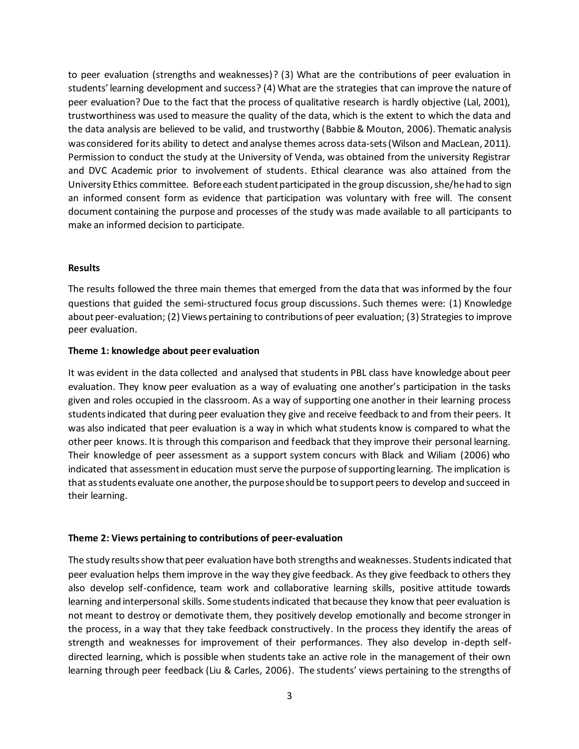to peer evaluation (strengths and weaknesses)? (3) What are the contributions of peer evaluation in students' learning development and success? (4) What are the strategies that can improve the nature of peer evaluation? Due to the fact that the process of qualitative research is hardly objective (Lal, 2001), trustworthiness was used to measure the quality of the data, which is the extent to which the data and the data analysis are believed to be valid, and trustworthy (Babbie & Mouton, 2006). Thematic analysis was considered for its ability to detect and analyse themes across data-sets (Wilson and MacLean, 2011). Permission to conduct the study at the University of Venda, was obtained from the university Registrar and DVC Academic prior to involvement of students. Ethical clearance was also attained from the University Ethics committee. Before each student participated in the group discussion, she/he had to sign an informed consent form as evidence that participation was voluntary with free will. The consent document containing the purpose and processes of the study was made available to all participants to make an informed decision to participate.

## Results

The results followed the three main themes that emerged from the data that was informed by the four questions that guided the semi-structured focus group discussions. Such themes were: (1) Knowledge about peer-evaluation; (2) Views pertaining to contributions of peer evaluation; (3) Strategies to improve peer evaluation.

### Theme 1: knowledge about peer evaluation

It was evident in the data collected and analysed that students in PBL class have knowledge about peer evaluation. They know peer evaluation as a way of evaluating one another's participation in the tasks given and roles occupied in the classroom. As a way of supporting one another in their learning process students indicated that during peer evaluation they give and receive feedback to and from their peers. It was also indicated that peer evaluation is a way in which what students know is compared to what the other peer knows. It is through this comparison and feedback that they improve their personal learning. Their knowledge of peer assessment as a support system concurs with Black and Wiliam (2006) who indicated that assessment in education must serve the purpose of supporting learning. The implication is that as students evaluate one another, the purpose should be to support peers to develop and succeed in their learning.

### Theme 2: Views pertaining to contributions of peer-evaluation

The study results show that peer evaluation have both strengths and weaknesses. Students indicated that peer evaluation helps them improve in the way they give feedback. As they give feedback to others they also develop self-confidence, team work and collaborative learning skills, positive attitude towards learning and interpersonal skills. Some students indicated that because they know that peer evaluation is not meant to destroy or demotivate them, they positively develop emotionally and become stronger in the process, in a way that they take feedback constructively. In the process they identify the areas of strength and weaknesses for improvement of their performances. They also develop in-depth self-directed learning, which is possible when students take an active role in the management of their own learning through peer feedback (Liu & Carles, 2006). The students' views pertaining to the strengths of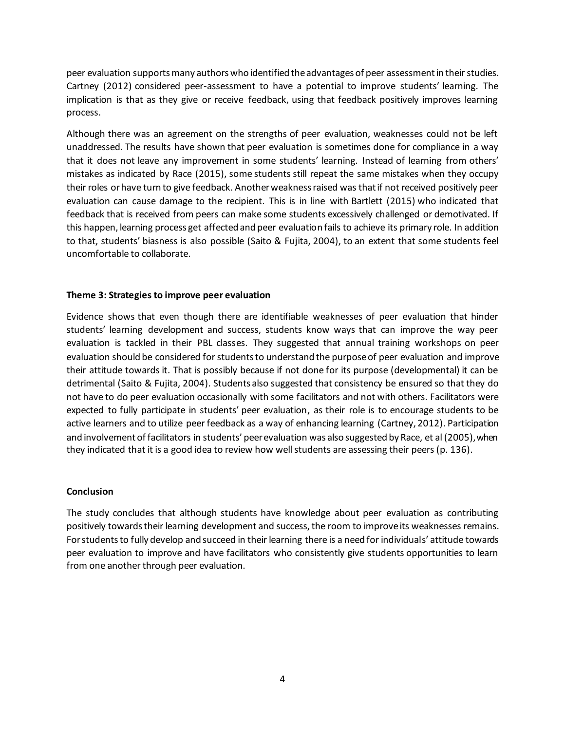peer evaluation supports many authors who identified the advantages of peer assessment in their studies. Cartney (2012) considered peer-assessment to have a potential to improve students' learning. The implication is that as they give or receive feedback, using that feedback positively improves learning process.

Although there was an agreement on the strengths of peer evaluation, weaknesses could not be left unaddressed. The results have shown that peer evaluation is sometimes done for compliance in a way that it does not leave any improvement in some students' learning. Instead of learning from others' mistakes as indicated by Race (2015), some students still repeat the same mistakes when they occupy their roles or have turn to give feedback. Another weakness raised was that if not received positively peer evaluation can cause damage to the recipient. This is in line with Bartlett (2015) who indicated that feedback that is received from peers can make some students excessively challenged or demotivated. If this happen, learning process get affected and peer evaluation fails to achieve its primary role. In addition to that, students' biasness is also possible (Saito & Fujita, 2004), to an extent that some students feel uncomfortable to collaborate.

**Theme 3: Strategies to improve peer evaluation**

Evidence shows that even though there are identifiable weaknesses of peer evaluation that hinder students' learning development and success, students know ways that can improve the way peer evaluation is tackled in their PBL classes. They suggested that annual training workshops on peer evaluation should be considered for students to understand the purpose of peer evaluation and improve their attitude towards it. That is possibly because if not done for its purpose (developmental) it can be detrimental (Saito & Fujita, 2004). Students also suggested that consistency be ensured so that they do not have to do peer evaluation occasionally with some facilitators and not with others. Facilitators were expected to fully participate in students' peer evaluation, as their role is to encourage students to be active learners and to utilize peer feedback as a way of enhancing learning (Cartney, 2012). Participation and involvement of facilitators in students' peer evaluation was also suggested by Race, et al (2005), when they indicated that it is a good idea to review how well students are assessing their peers (p. 136).

**Conclusion**

The study concludes that although students have knowledge about peer evaluation as contributing positively towards their learning development and success, the room to improve its weaknesses remains. For students to fully develop and succeed in their learning there is a need for individuals' attitude towards peer evaluation to improve and have facilitators who consistently give students opportunities to learn from one another through peer evaluation.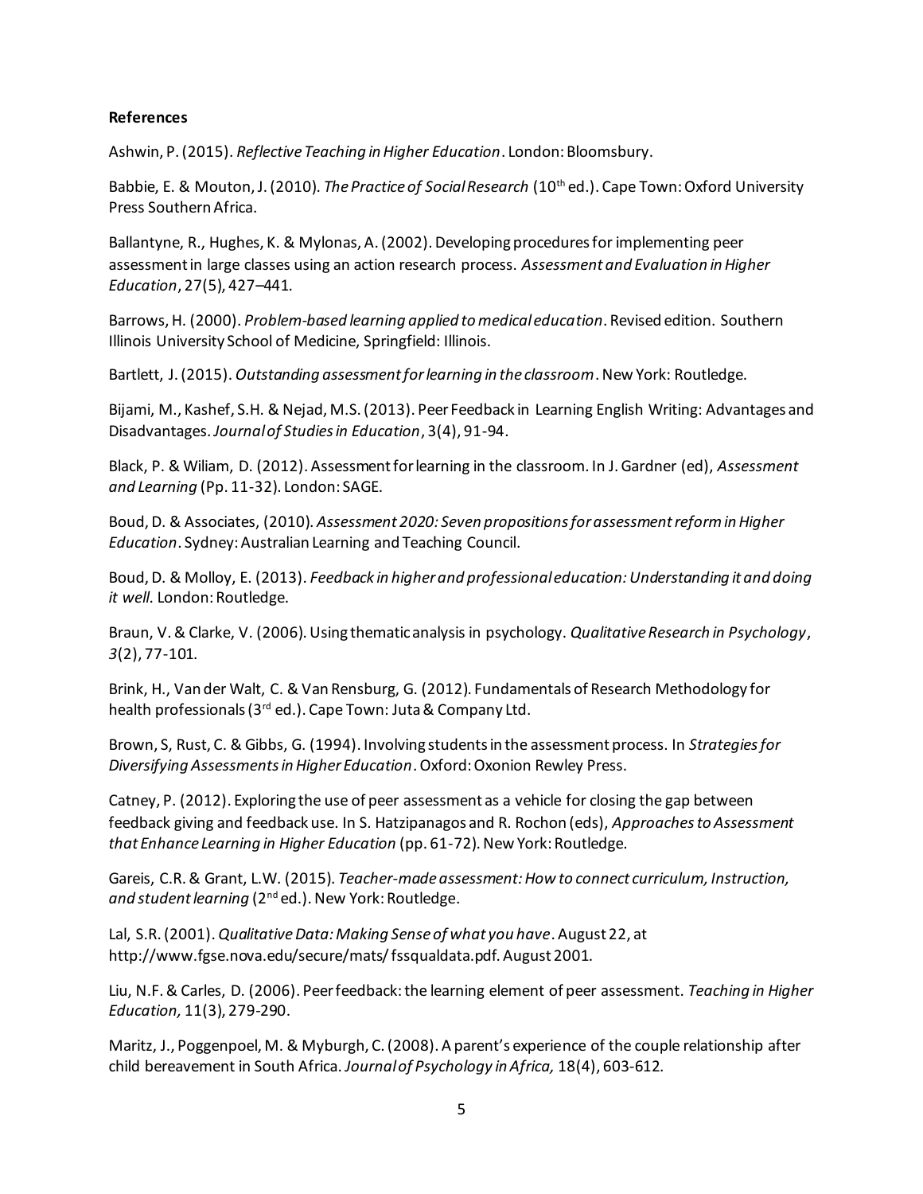**References**

Ashwin, P. (2015). *Reflective Teaching in Higher Education*. London: Bloomsbury.

Babbie, E. & Mouton, J. (2010). *The Practice of Social Research* (10th ed.). Cape Town: Oxford University Press Southern Africa.

Ballantyne, R., Hughes, K. & Mylonas, A. (2002). Developing procedures for implementing peer assessment in large classes using an action research process. *Assessment and Evaluation in Higher Education*, 27(5), 427–441.

Barrows, H. (2000). *Problem-based learning applied to medical education*. Revised edition. Southern Illinois University School of Medicine, Springfield: Illinois.

Bartlett, J. (2015). *Outstanding assessment for learning in the classroom*. New York: Routledge.

Bijami, M., Kashef, S.H. & Nejad, M.S. (2013). Peer Feedback in Learning English Writing: Advantages and Disadvantages. *Journal of Studies in Education*, 3(4), 91-94.

Black, P. & Wiliam, D. (2012). Assessment for learning in the classroom. In J. Gardner (ed), *Assessment and Learning* (Pp. 11-32). London: SAGE.

Boud, D. & Associates, (2010). *Assessment 2020: Seven propositions for assessment reform in Higher Education*. Sydney: Australian Learning and Teaching Council.

Boud, D. & Molloy, E. (2013). *Feedback in higher and professional education: Understanding it and doing it well*. London: Routledge.

Braun, V. & Clarke, V. (2006). Using thematic analysis in psychology. *Qualitative Research in Psychology*, *3*(2), 77-101.

Brink, H., Van der Walt, C. & Van Rensburg, G. (2012). Fundamentals of Research Methodology for health professionals (3rd ed.). Cape Town: Juta & Company Ltd.

Brown, S, Rust, C. & Gibbs, G. (1994). Involving students in the assessment process. In *Strategies for Diversifying Assessments in Higher Education*. Oxford: Oxonion Rewley Press.

Catney, P. (2012). Exploring the use of peer assessment as a vehicle for closing the gap between feedback giving and feedback use. In S. Hatzipanagos and R. Rochon (eds), *Approaches to Assessment that Enhance Learning in Higher Education* (pp. 61-72). New York: Routledge.

Gareis, C.R. & Grant, L.W. (2015). *Teacher-made assessment: How to connect curriculum, Instruction, and student learning* (2nd ed.). New York: Routledge.

Lal, S.R. (2001). *Qualitative Data: Making Sense of what you have*. August 22, at http://www.fgse.nova.edu/secure/mats/ fssqualdata.pdf. August 2001.

Liu, N.F. & Carles, D. (2006). Peer feedback: the learning element of peer assessment. *Teaching in Higher Education,* 11(3), 279-290.

Maritz, J., Poggenpoel, M. & Myburgh, C. (2008). A parent's experience of the couple relationship after child bereavement in South Africa. *Journal of Psychology in Africa,* 18(4), 603-612.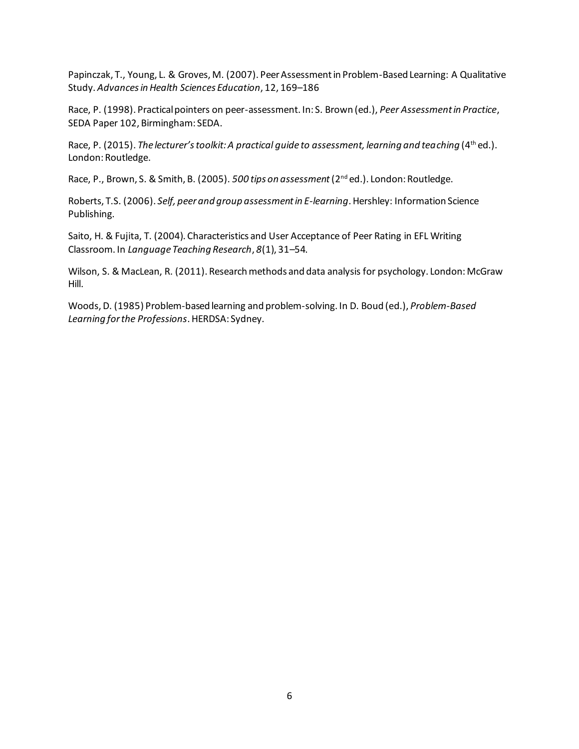Papinczak, T., Young, L. & Groves, M. (2007). Peer Assessment in Problem-Based Learning: A Qualitative Study. *Advances in Health Sciences Education*, 12, 169–186

Race, P. (1998). Practical pointers on peer-assessment. In: S. Brown (ed.), *Peer Assessment in Practice*, SEDA Paper 102, Birmingham: SEDA.

Race, P. (2015). *The lecturer's toolkit: A practical guide to assessment, learning and teaching* (4th ed.). London: Routledge.

Race, P., Brown, S. & Smith, B. (2005). *500 tips on assessment* (2nd ed.). London: Routledge.

Roberts, T.S. (2006). *Self, peer and group assessment in E-learning*. Hershley: Information Science Publishing.

Saito, H. & Fujita, T. (2004). Characteristics and User Acceptance of Peer Rating in EFL Writing Classroom. In *Language Teaching Research*, *8*(1), 31–54.

Wilson, S. & MacLean, R. (2011). Research methods and data analysis for psychology. London: McGraw Hill.

Woods, D. (1985) Problem-based learning and problem-solving. In D. Boud (ed.), *Problem-Based Learning for the Professions*. HERDSA: Sydney.